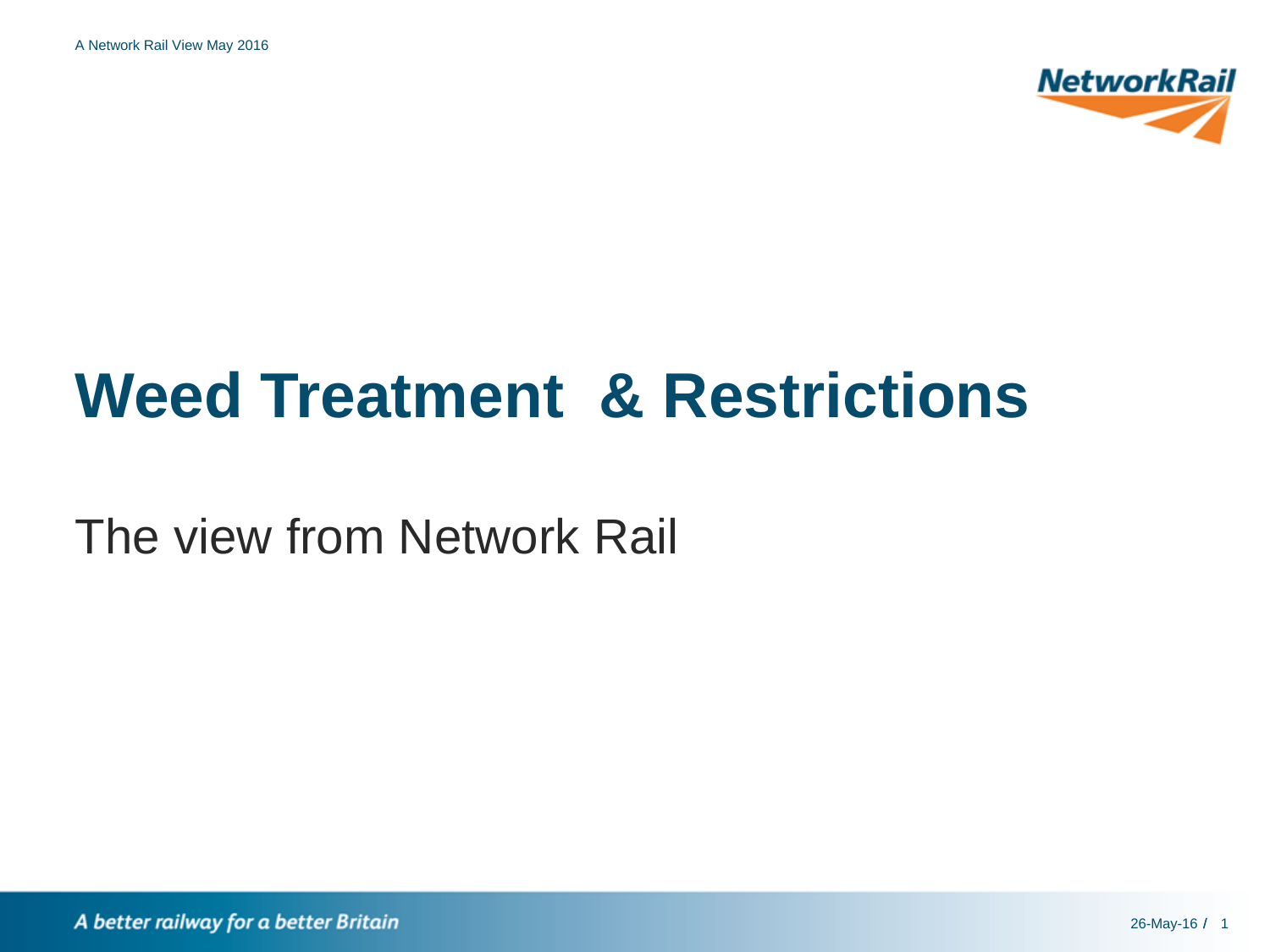# Weed Treatment & Restrictions

The view from Network Rail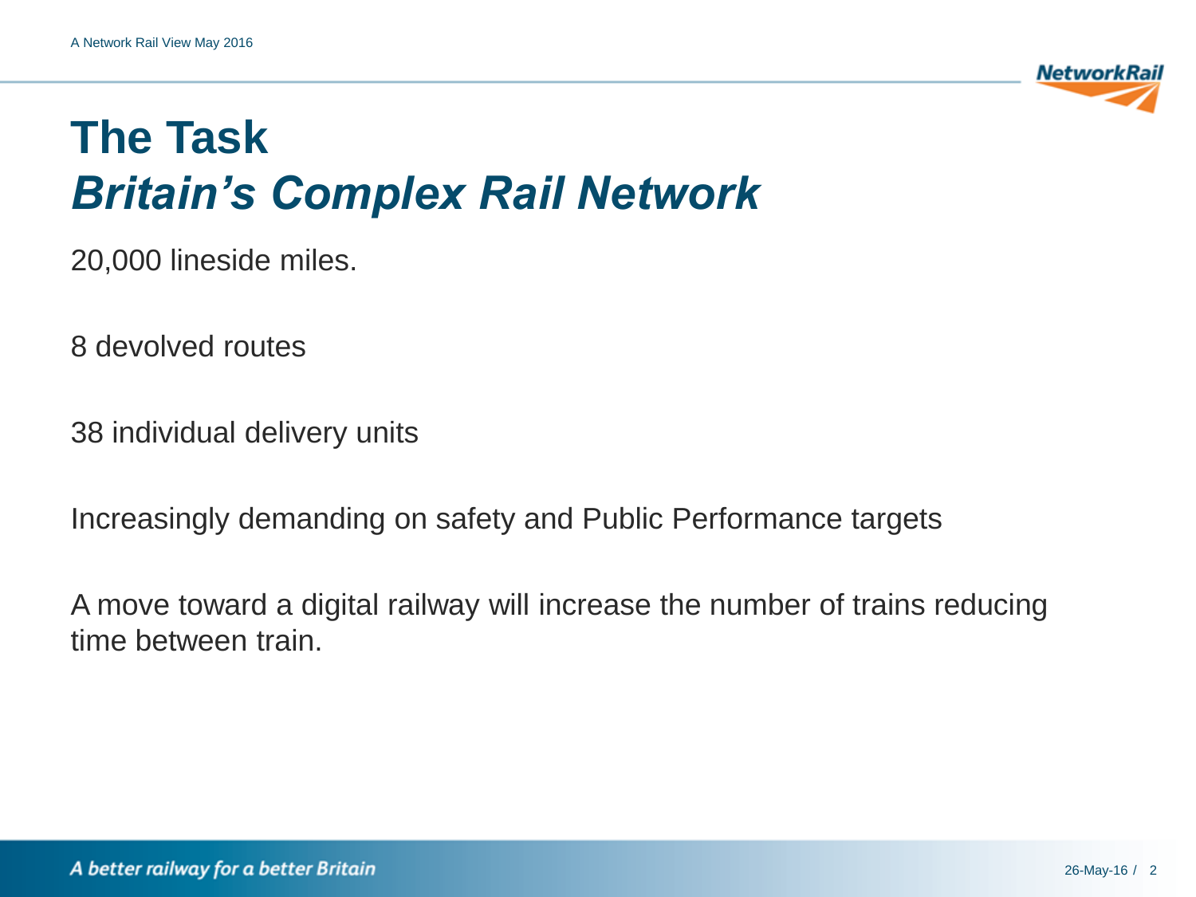# The Task
## *Britain's Complex Rail Network*

20,000 lineside miles.

8 devolved routes

38 individual delivery units

Increasingly demanding on safety and Public Performance targets

A move toward a digital railway will increase the number of trains reducing time between train.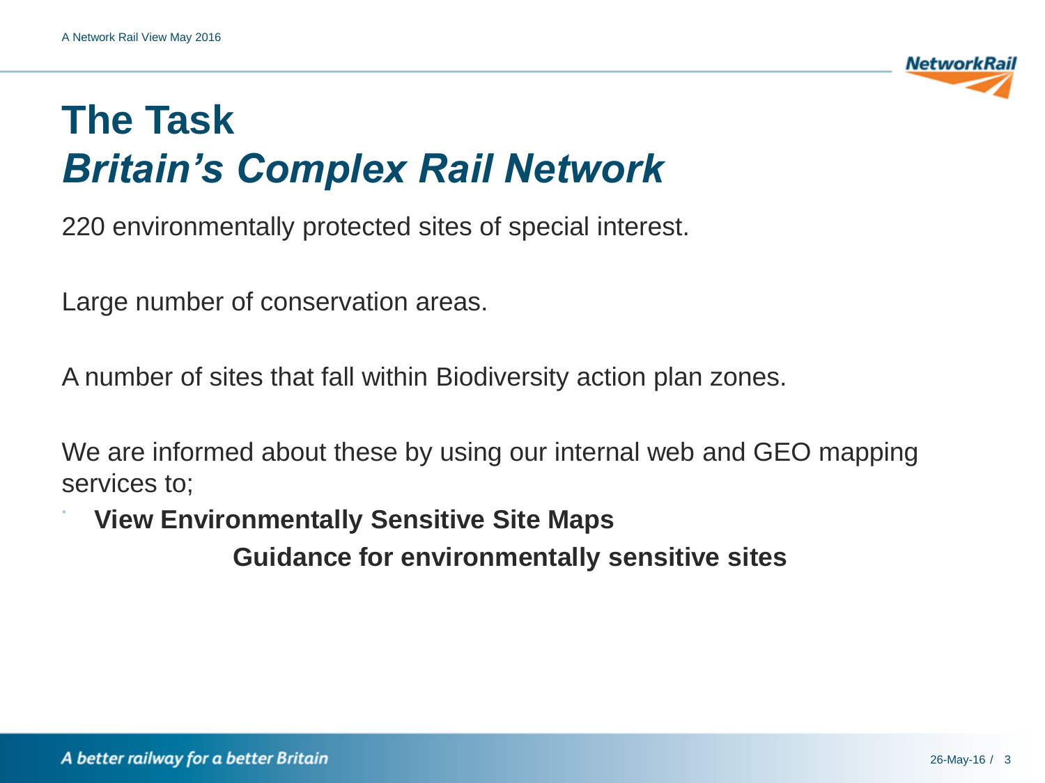# The Task
## *Britain's Complex Rail Network*

220 environmentally protected sites of special interest.

Large number of conservation areas.

A number of sites that fall within Biodiversity action plan zones.

We are informed about these by using our internal web and GEO mapping services to;

- **View Environmentally Sensitive Site Maps**

  **Guidance for environmentally sensitive sites**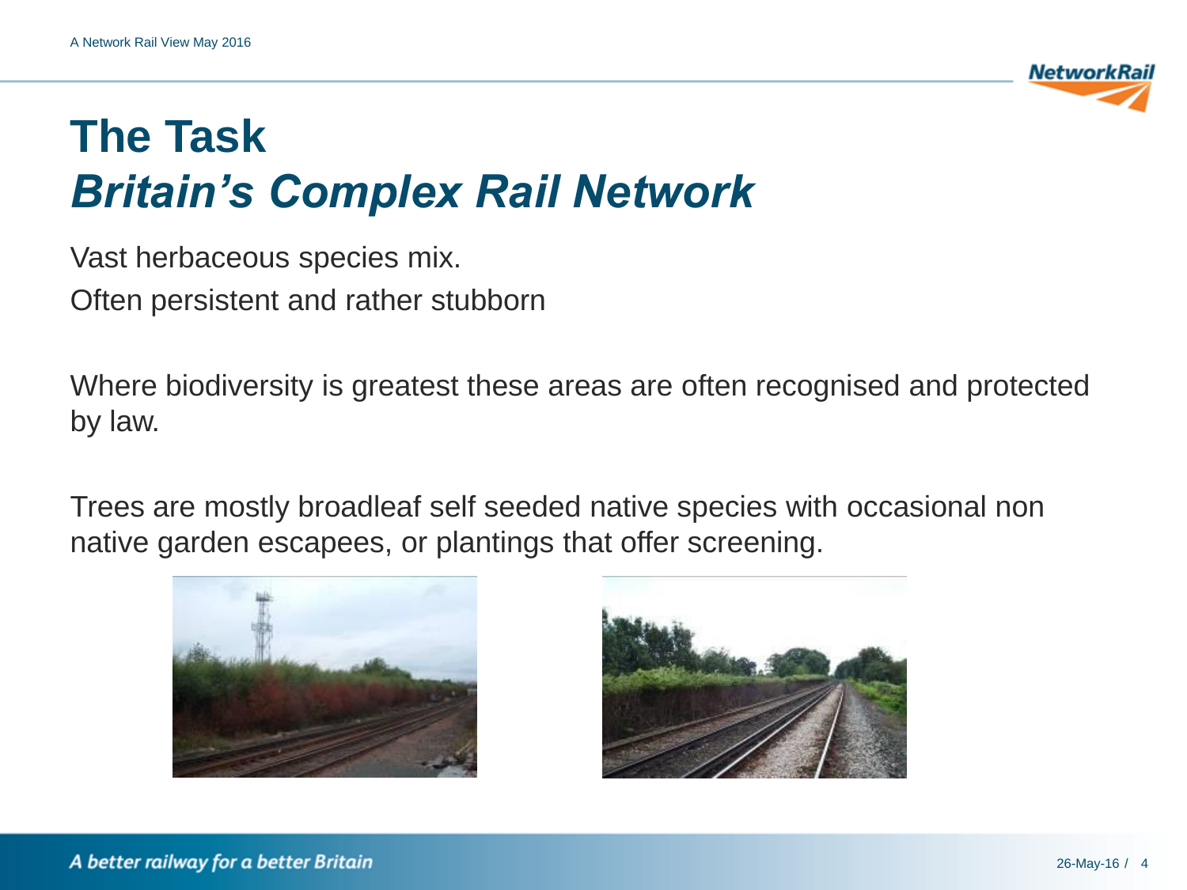# The Task
## *Britain's Complex Rail Network*

Vast herbaceous species mix.
Often persistent and rather stubborn

Where biodiversity is greatest these areas are often recognised and protected by law.

Trees are mostly broadleaf self seeded native species with occasional non native garden escapees, or plantings that offer screening.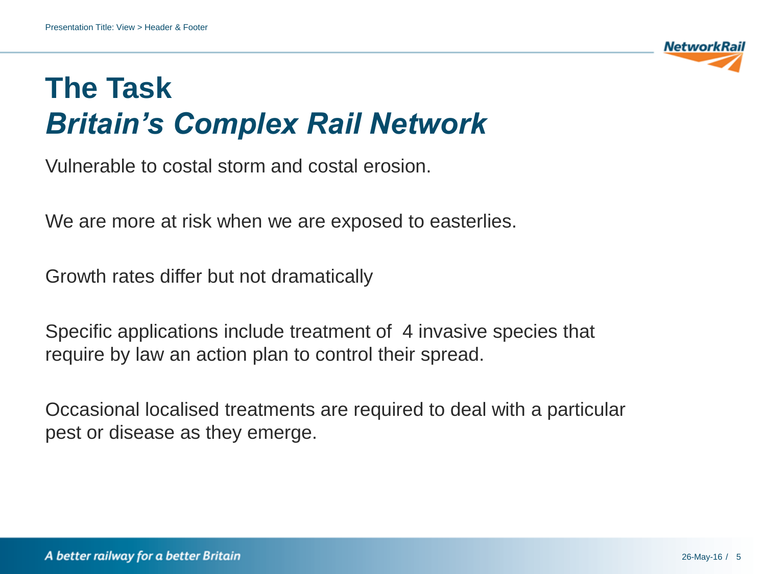# The Task

## *Britain's Complex Rail Network*

Vulnerable to costal storm and costal erosion.

We are more at risk when we are exposed to easterlies.

Growth rates differ but not dramatically

Specific applications include treatment of  4 invasive species that require by law an action plan to control their spread.

Occasional localised treatments are required to deal with a particular pest or disease as they emerge.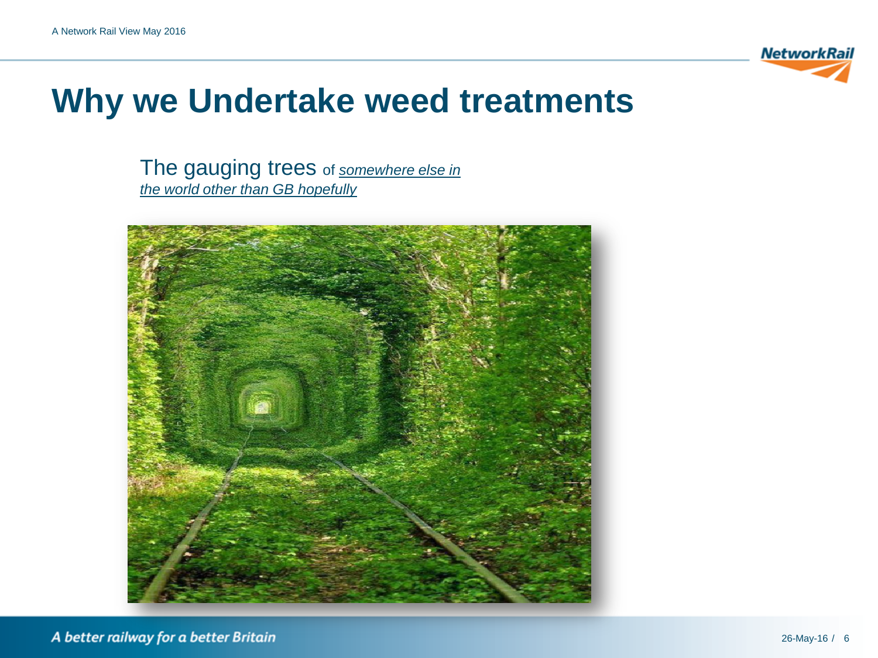# Why we Undertake weed treatments

The gauging trees of *somewhere else in the world other than GB hopefully*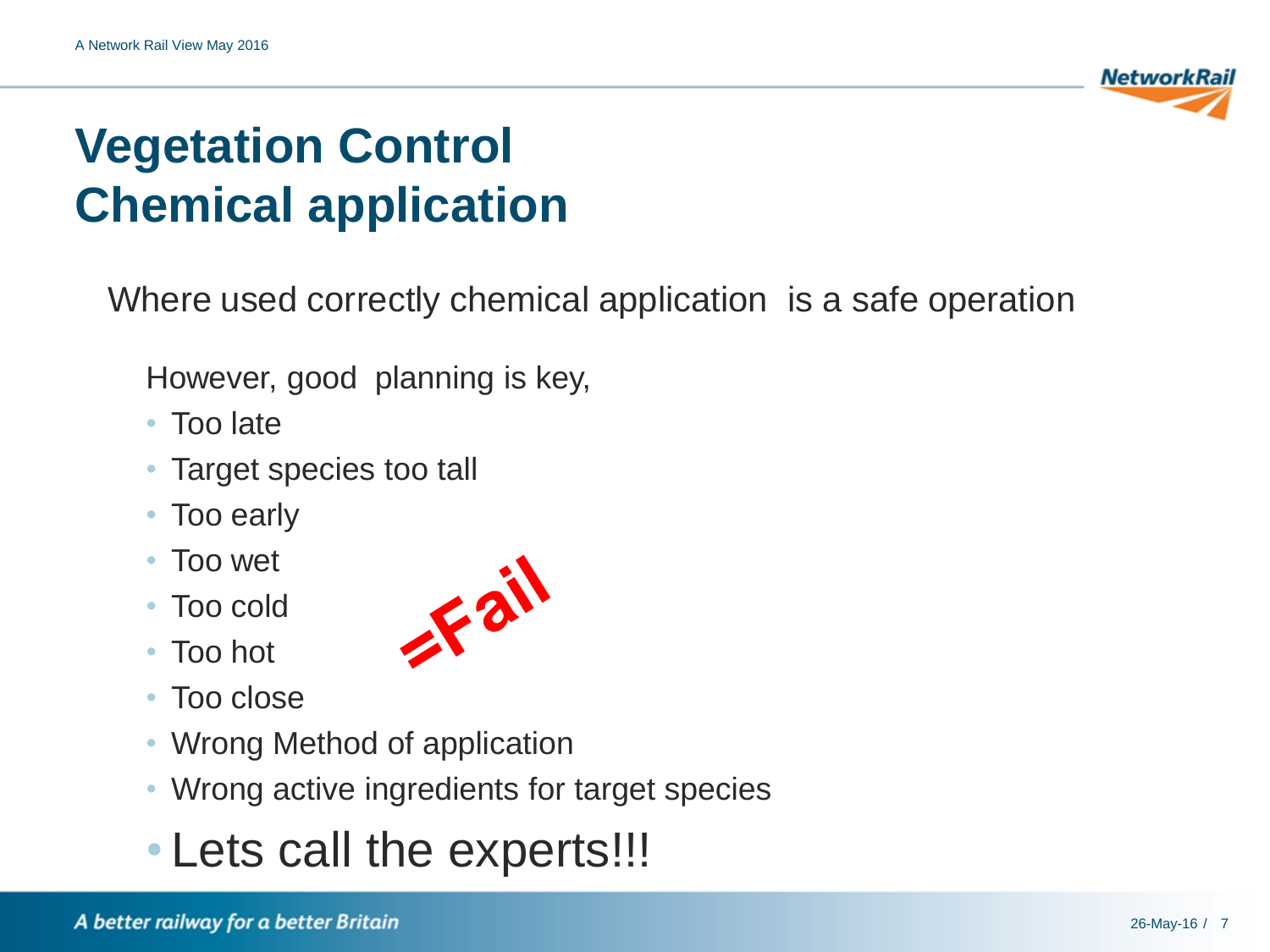# Vegetation Control
# Chemical application

Where used correctly chemical application is a safe operation

However, good planning is key,

- Too late
- Target species too tall
- Too early
- Too wet
- Too cold
- Too hot
- Too close
- Wrong Method of application
- Wrong active ingredients for target species

**=Fail**

- Lets call the experts!!!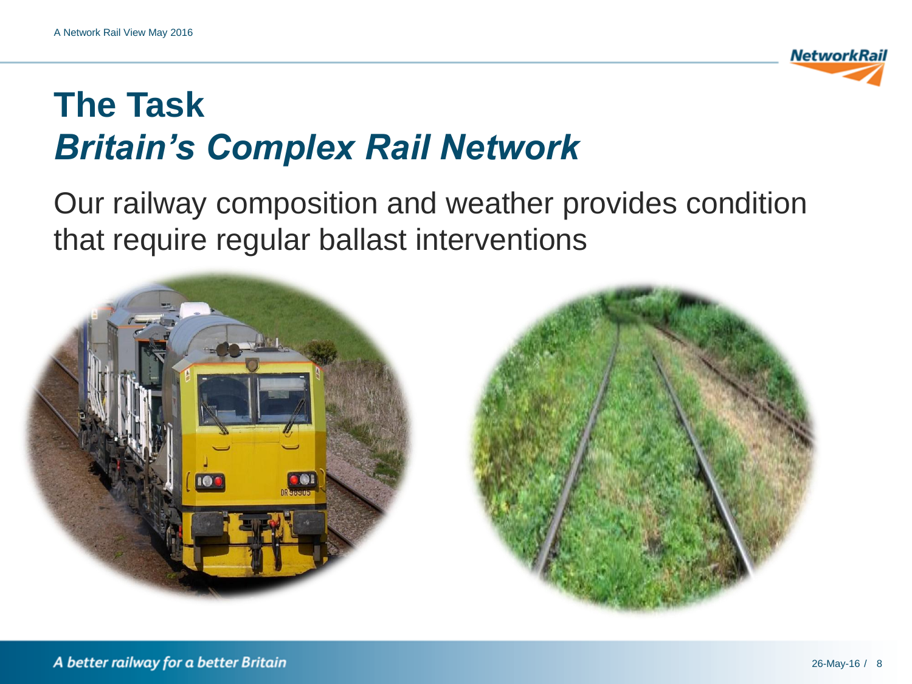# The Task

## *Britain's Complex Rail Network*

Our railway composition and weather provides condition that require regular ballast interventions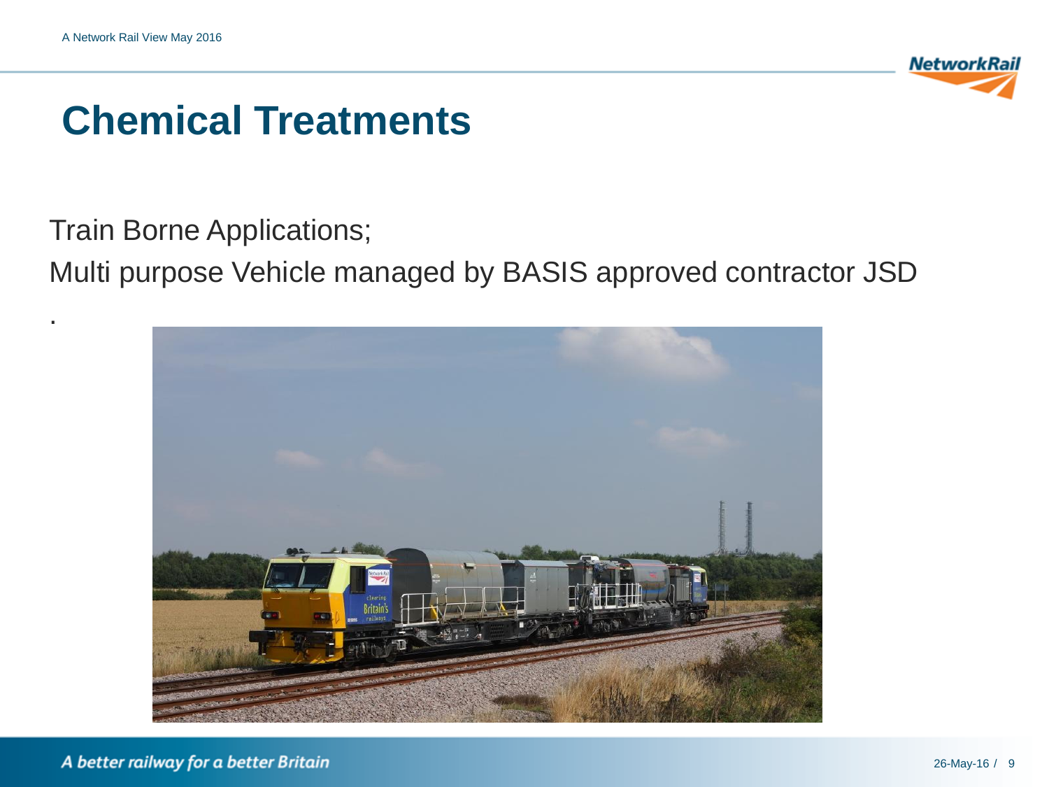# Chemical Treatments

Train Borne Applications;

Multi purpose Vehicle managed by BASIS approved contractor JSD

.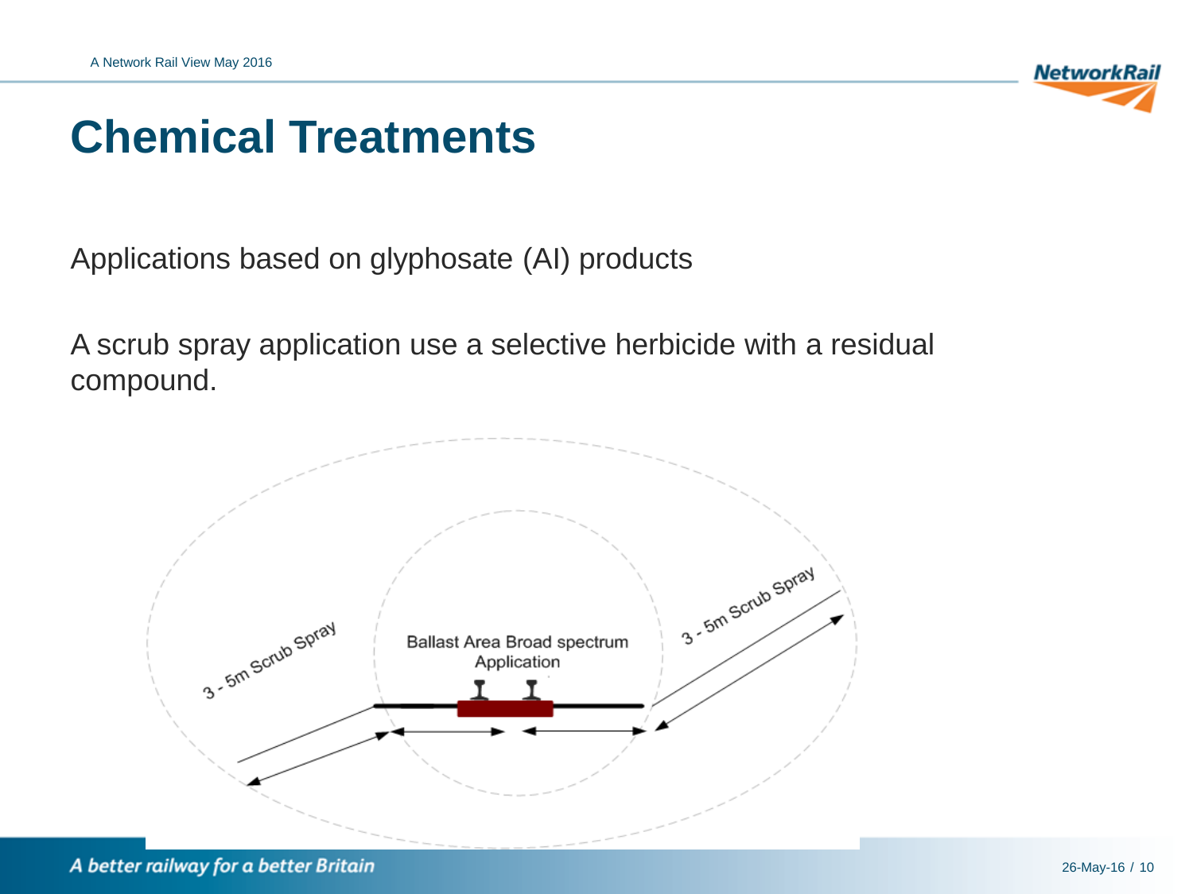# Chemical Treatments

Applications based on glyphosate (AI) products

A scrub spray application use a selective herbicide with a residual compound.

3 - 5m Scrub Spray

Ballast Area Broad spectrum Application

3 - 5m Scrub Spray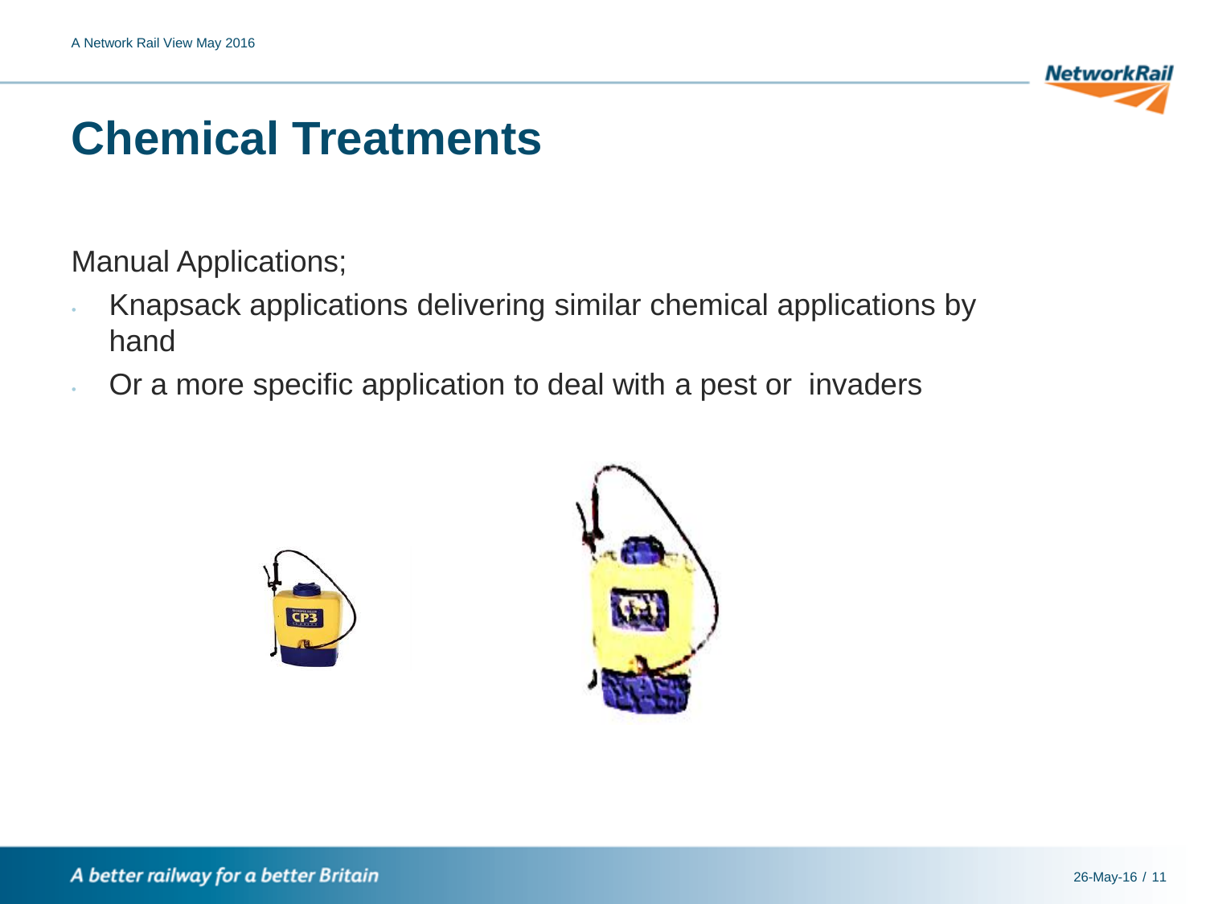# Chemical Treatments

Manual Applications;

- Knapsack applications delivering similar chemical applications by hand
- Or a more specific application to deal with a pest or invaders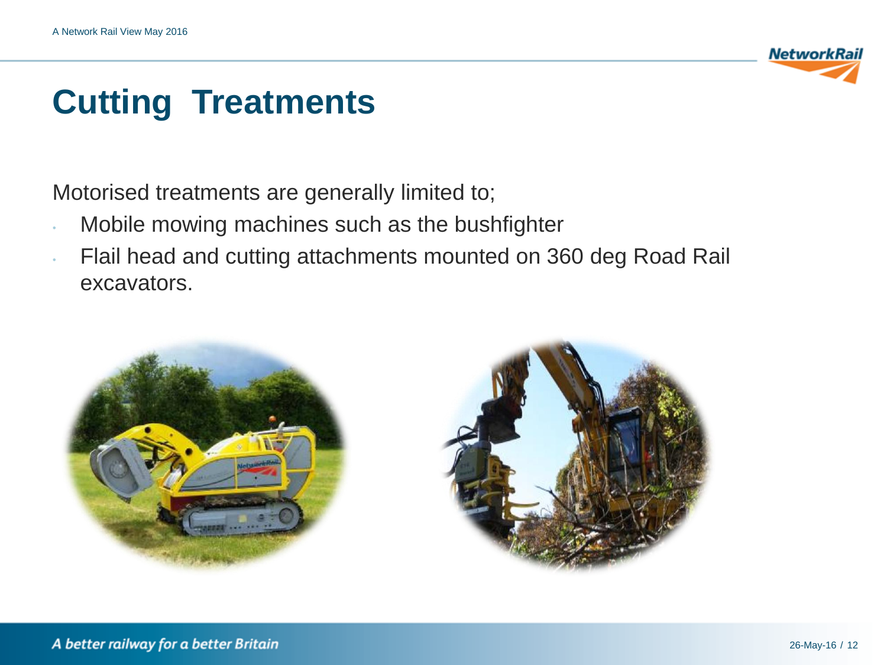# Cutting  Treatments

Motorised treatments are generally limited to;

- Mobile mowing machines such as the bushfighter
- Flail head and cutting attachments mounted on 360 deg Road Rail excavators.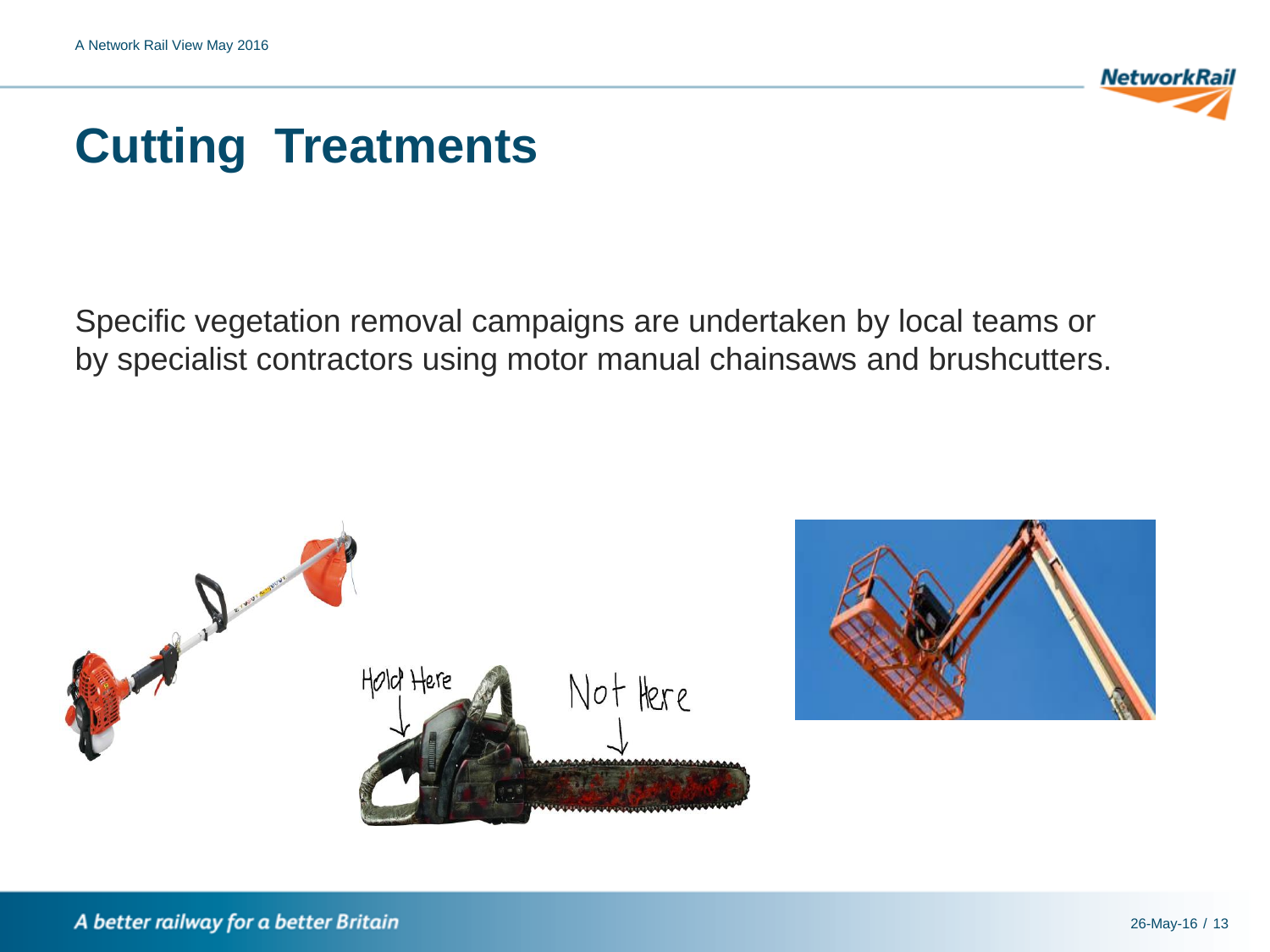# Cutting Treatments

Specific vegetation removal campaigns are undertaken by local teams or by specialist contractors using motor manual chainsaws and brushcutters.

Hold Here

Not Here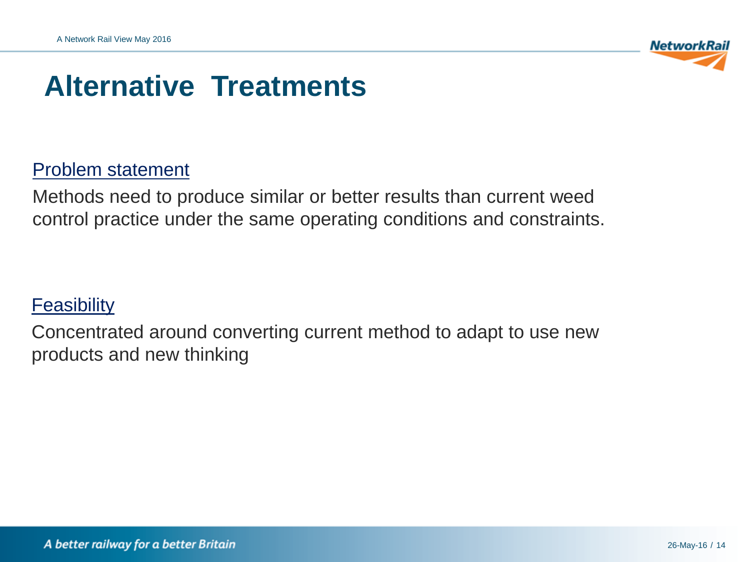# Alternative Treatments

<u>Problem statement</u>

Methods need to produce similar or better results than current weed control practice under the same operating conditions and constraints.

<u>Feasibility</u>

Concentrated around converting current method to adapt to use new products and new thinking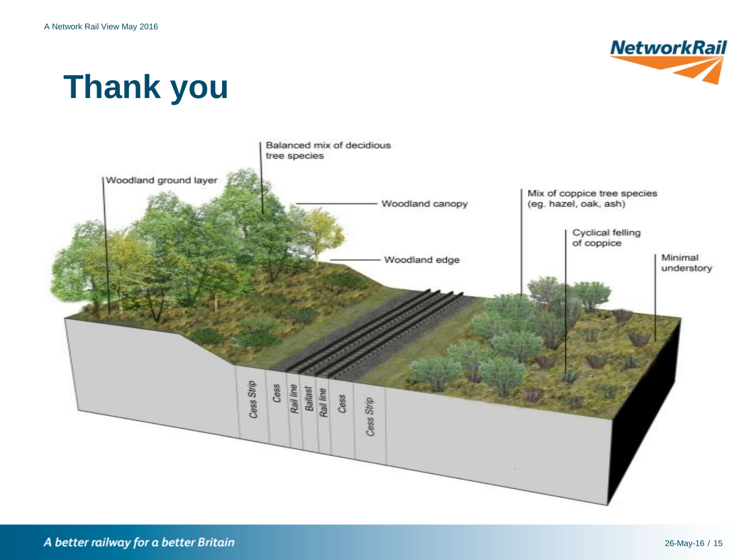# Thank you

Balanced mix of decidious tree species

Woodland ground layer

Woodland canopy

Woodland edge

Mix of coppice tree species (eg. hazel, oak, ash)

Cyclical felling of coppice

Minimal understory

Cess Strip

Cess

Rail line

Ballast

Rail line

Cess

Cess Strip